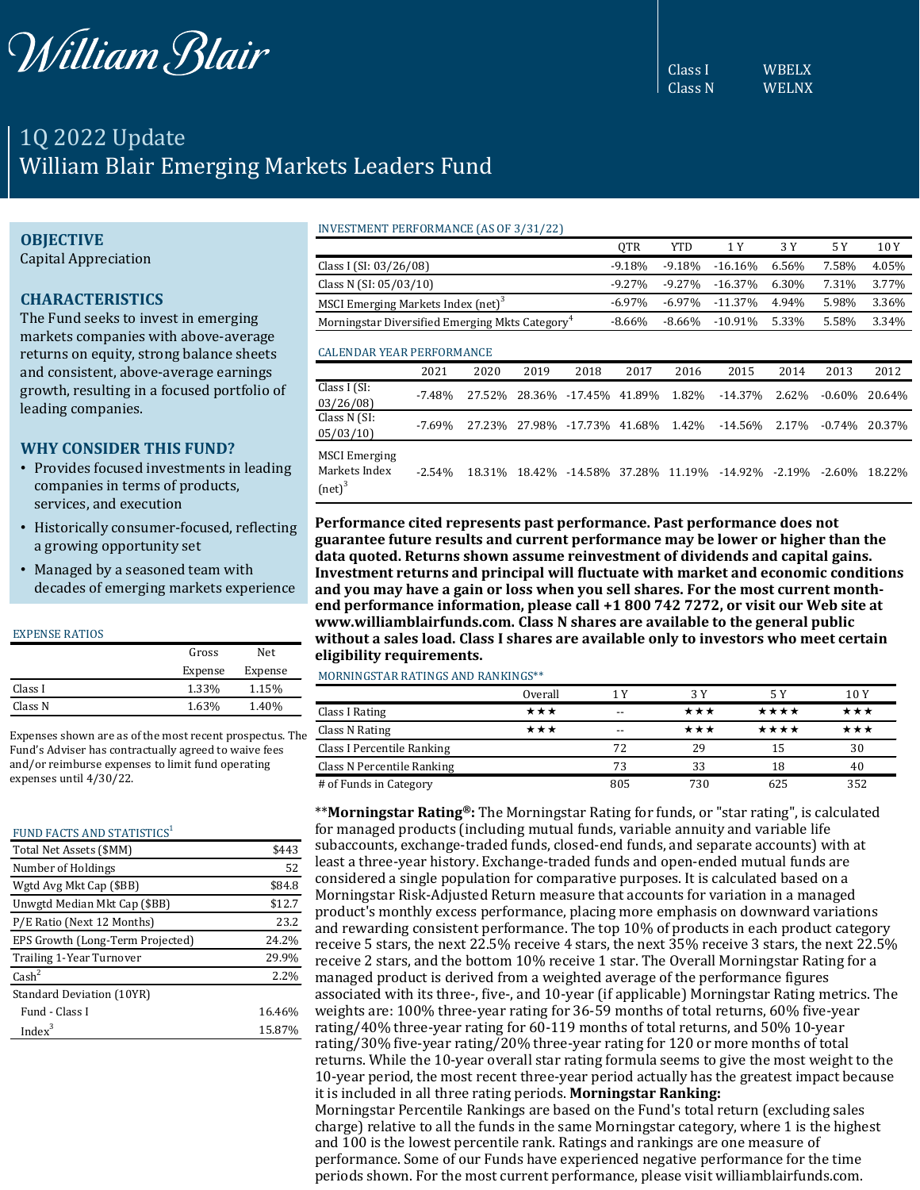William Blair

Class I WBELX
Class N WELNX

# 1Q 2022 Update
# William Blair Emerging Markets Leaders Fund

## OBJECTIVE

Capital Appreciation

## CHARACTERISTICS

The Fund seeks to invest in emerging markets companies with above-average returns on equity, strong balance sheets and consistent, above-average earnings growth, resulting in a focused portfolio of leading companies.

## WHY CONSIDER THIS FUND?

- Provides focused investments in leading companies in terms of products, services, and execution
- Historically consumer-focused, reflecting a growing opportunity set
- Managed by a seasoned team with decades of emerging markets experience

EXPENSE RATIOS

| | Gross Expense | Net Expense |
|---|---|---|
| Class I | 1.33% | 1.15% |
| Class N | 1.63% | 1.40% |

Expenses shown are as of the most recent prospectus. The Fund's Adviser has contractually agreed to waive fees and/or reimburse expenses to limit fund operating expenses until 4/30/22.

FUND FACTS AND STATISTICS[1]

| | |
|---|---|
| Total Net Assets ($MM) | $443 |
| Number of Holdings | 52 |
| Wgtd Avg Mkt Cap ($BB) | $84.8 |
| Unwgtd Median Mkt Cap ($BB) | $12.7 |
| P/E Ratio (Next 12 Months) | 23.2 |
| EPS Growth (Long-Term Projected) | 24.2% |
| Trailing 1-Year Turnover | 29.9% |
| Cash[2] | 2.2% |
| Standard Deviation (10YR) | |
| Fund - Class I | 16.46% |
| Index[3] | 15.87% |

INVESTMENT PERFORMANCE (AS OF 3/31/22)

| | QTR | YTD | 1 Y | 3 Y | 5 Y | 10 Y |
|---|---|---|---|---|---|---|
| Class I (SI: 03/26/08) | -9.18% | -9.18% | -16.16% | 6.56% | 7.58% | 4.05% |
| Class N (SI: 05/03/10) | -9.27% | -9.27% | -16.37% | 6.30% | 7.31% | 3.77% |
| MSCI Emerging Markets Index (net)[3] | -6.97% | -6.97% | -11.37% | 4.94% | 5.98% | 3.36% |
| Morningstar Diversified Emerging Mkts Category[4] | -8.66% | -8.66% | -10.91% | 5.33% | 5.58% | 3.34% |

CALENDAR YEAR PERFORMANCE

| | 2021 | 2020 | 2019 | 2018 | 2017 | 2016 | 2015 | 2014 | 2013 | 2012 |
|---|---|---|---|---|---|---|---|---|---|---|
| Class I (SI: 03/26/08) | -7.48% | 27.52% | 28.36% | -17.45% | 41.89% | 1.82% | -14.37% | 2.62% | -0.60% | 20.64% |
| Class N (SI: 05/03/10) | -7.69% | 27.23% | 27.98% | -17.73% | 41.68% | 1.42% | -14.56% | 2.17% | -0.74% | 20.37% |
| MSCI Emerging Markets Index (net)[3] | -2.54% | 18.31% | 18.42% | -14.58% | 37.28% | 11.19% | -14.92% | -2.19% | -2.60% | 18.22% |

**Performance cited represents past performance. Past performance does not guarantee future results and current performance may be lower or higher than the data quoted. Returns shown assume reinvestment of dividends and capital gains. Investment returns and principal will fluctuate with market and economic conditions and you may have a gain or loss when you sell shares. For the most current month-end performance information, please call +1 800 742 7272, or visit our Web site at www.williamblairfunds.com. Class N shares are available to the general public without a sales load. Class I shares are available only to investors who meet certain eligibility requirements.**

MORNINGSTAR RATINGS AND RANKINGS**

| | Overall | 1 Y | 3 Y | 5 Y | 10 Y |
|---|---|---|---|---|---|
| Class I Rating | ★★★ | -- | ★★★ | ★★★★ | ★★★ |
| Class N Rating | ★★★ | -- | ★★★ | ★★★★ | ★★★ |
| Class I Percentile Ranking | | 72 | 29 | 15 | 30 |
| Class N Percentile Ranking | | 73 | 33 | 18 | 40 |
| # of Funds in Category | | 805 | 730 | 625 | 352 |

**Morningstar Rating®:** The Morningstar Rating for funds, or "star rating", is calculated for managed products (including mutual funds, variable annuity and variable life subaccounts, exchange-traded funds, closed-end funds, and separate accounts) with at least a three-year history. Exchange-traded funds and open-ended mutual funds are considered a single population for comparative purposes. It is calculated based on a Morningstar Risk-Adjusted Return measure that accounts for variation in a managed product's monthly excess performance, placing more emphasis on downward variations and rewarding consistent performance. The top 10% of products in each product category receive 5 stars, the next 22.5% receive 4 stars, the next 35% receive 3 stars, the next 22.5% receive 2 stars, and the bottom 10% receive 1 star. The Overall Morningstar Rating for a managed product is derived from a weighted average of the performance figures associated with its three-, five-, and 10-year (if applicable) Morningstar Rating metrics. The weights are: 100% three-year rating for 36-59 months of total returns, 60% five-year rating/40% three-year rating for 60-119 months of total returns, and 50% 10-year rating/30% five-year rating/20% three-year rating for 120 or more months of total returns. While the 10-year overall star rating formula seems to give the most weight to the 10-year period, the most recent three-year period actually has the greatest impact because it is included in all three rating periods. **Morningstar Ranking:** Morningstar Percentile Rankings are based on the Fund's total return (excluding sales charge) relative to all the funds in the same Morningstar category, where 1 is the highest and 100 is the lowest percentile rank. Ratings and rankings are one measure of performance. Some of our Funds have experienced negative performance for the time periods shown. For the most current performance, please visit williamblairfunds.com.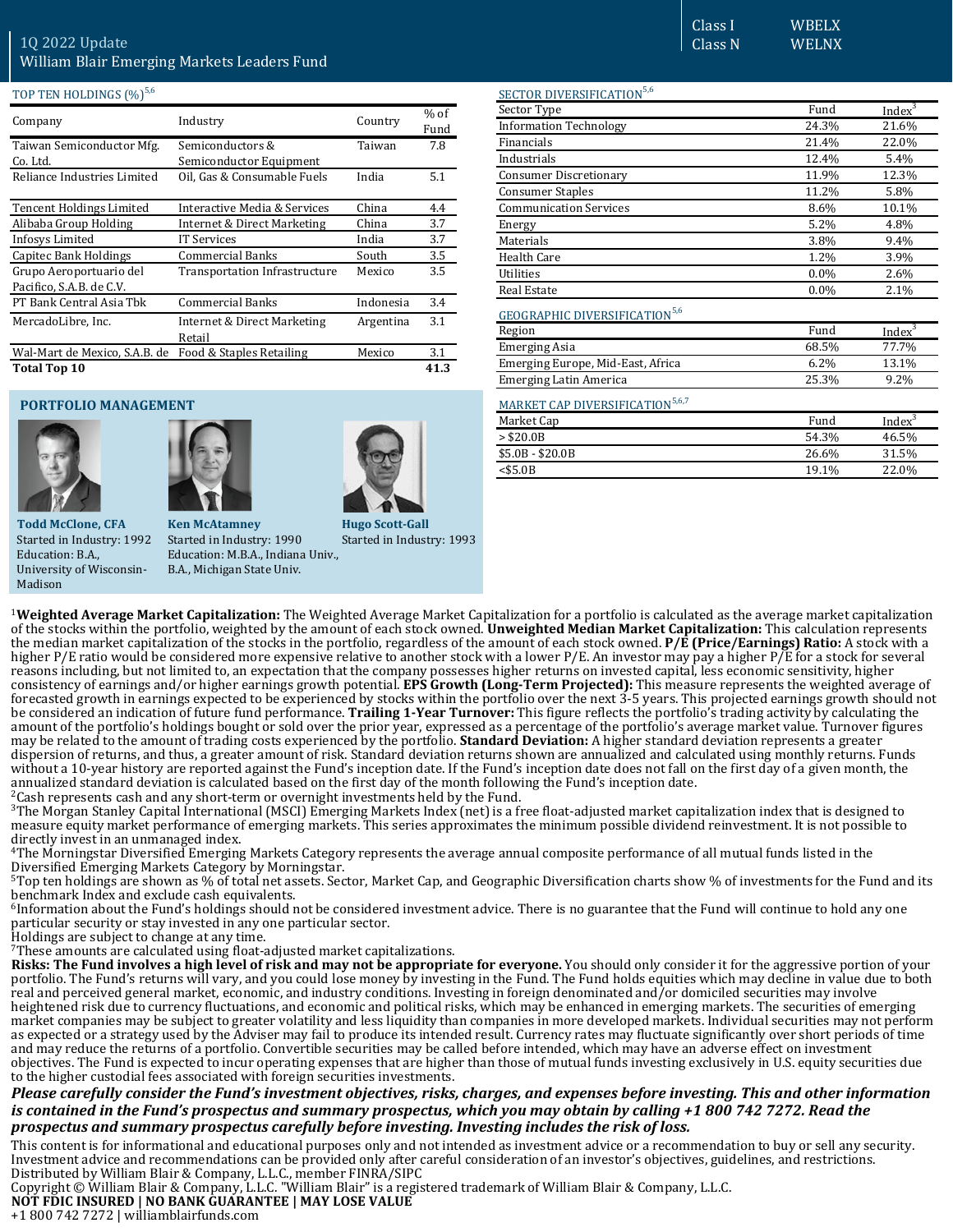1Q 2022 Update
William Blair Emerging Markets Leaders Fund

Class I WBELX
Class N WELNX

## TOP TEN HOLDINGS (%)[5,6]

| Company | Industry | Country | % of Fund |
|---|---|---|---|
| Taiwan Semiconductor Mfg. Co. Ltd. | Semiconductors & Semiconductor Equipment | Taiwan | 7.8 |
| Reliance Industries Limited | Oil, Gas & Consumable Fuels | India | 5.1 |
| Tencent Holdings Limited | Interactive Media & Services | China | 4.4 |
| Alibaba Group Holding | Internet & Direct Marketing | China | 3.7 |
| Infosys Limited | IT Services | India | 3.7 |
| Capitec Bank Holdings | Commercial Banks | South | 3.5 |
| Grupo Aeroportuario del Pacifico, S.A.B. de C.V. | Transportation Infrastructure | Mexico | 3.5 |
| PT Bank Central Asia Tbk | Commercial Banks | Indonesia | 3.4 |
| MercadoLibre, Inc. | Internet & Direct Marketing Retail | Argentina | 3.1 |
| Wal-Mart de Mexico, S.A.B. de | Food & Staples Retailing | Mexico | 3.1 |
| **Total Top 10** | | | **41.3** |

## SECTOR DIVERSIFICATION[5,6]

| Sector Type | Fund | Index[3] |
|---|---|---|
| Information Technology | 24.3% | 21.6% |
| Financials | 21.4% | 22.0% |
| Industrials | 12.4% | 5.4% |
| Consumer Discretionary | 11.9% | 12.3% |
| Consumer Staples | 11.2% | 5.8% |
| Communication Services | 8.6% | 10.1% |
| Energy | 5.2% | 4.8% |
| Materials | 3.8% | 9.4% |
| Health Care | 1.2% | 3.9% |
| Utilities | 0.0% | 2.6% |
| Real Estate | 0.0% | 2.1% |

## GEOGRAPHIC DIVERSIFICATION[5,6]

| Region | Fund | Index[3] |
|---|---|---|
| Emerging Asia | 68.5% | 77.7% |
| Emerging Europe, Mid-East, Africa | 6.2% | 13.1% |
| Emerging Latin America | 25.3% | 9.2% |

## MARKET CAP DIVERSIFICATION[5,6,7]

| Market Cap | Fund | Index[3] |
|---|---|---|
| > $20.0B | 54.3% | 46.5% |
| $5.0B - $20.0B | 26.6% | 31.5% |
| <$5.0B | 19.1% | 22.0% |

## PORTFOLIO MANAGEMENT

**Todd McClone, CFA**
Started in Industry: 1992
Education: B.A., University of Wisconsin-Madison

**Ken McAtamney**
Started in Industry: 1990
Education: M.B.A., Indiana Univ., B.A., Michigan State Univ.

**Hugo Scott-Gall**
Started in Industry: 1993

[1]**Weighted Average Market Capitalization:** The Weighted Average Market Capitalization for a portfolio is calculated as the average market capitalization of the stocks within the portfolio, weighted by the amount of each stock owned. **Unweighted Median Market Capitalization:** This calculation represents the median market capitalization of the stocks in the portfolio, regardless of the amount of each stock owned. **P/E (Price/Earnings) Ratio:** A stock with a higher P/E ratio would be considered more expensive relative to another stock with a lower P/E. An investor may pay a higher P/E for a stock for several reasons including, but not limited to, an expectation that the company possesses higher returns on invested capital, less economic sensitivity, higher consistency of earnings and/or higher earnings growth potential. **EPS Growth (Long-Term Projected):** This measure represents the weighted average of forecasted growth in earnings expected to be experienced by stocks within the portfolio over the next 3-5 years. This projected earnings growth should not be considered an indication of future fund performance. **Trailing 1-Year Turnover:** This figure reflects the portfolio's trading activity by calculating the amount of the portfolio's holdings bought or sold over the prior year, expressed as a percentage of the portfolio's average market value. Turnover figures may be related to the amount of trading costs experienced by the portfolio. **Standard Deviation:** A higher standard deviation represents a greater dispersion of returns, and thus, a greater amount of risk. Standard deviation returns shown are annualized and calculated using monthly returns. Funds without a 10-year history are reported against the Fund's inception date. If the Fund's inception date does not fall on the first day of a given month, the annualized standard deviation is calculated based on the first day of the month following the Fund's inception date.
[2]Cash represents cash and any short-term or overnight investments held by the Fund.
[3]The Morgan Stanley Capital International (MSCI) Emerging Markets Index (net) is a free float-adjusted market capitalization index that is designed to measure equity market performance of emerging markets. This series approximates the minimum possible dividend reinvestment. It is not possible to directly invest in an unmanaged index.
[4]The Morningstar Diversified Emerging Markets Category represents the average annual composite performance of all mutual funds listed in the Diversified Emerging Markets Category by Morningstar.
[5]Top ten holdings are shown as % of total net assets. Sector, Market Cap, and Geographic Diversification charts show % of investments for the Fund and its benchmark Index and exclude cash equivalents.
[6]Information about the Fund's holdings should not be considered investment advice. There is no guarantee that the Fund will continue to hold any one particular security or stay invested in any one particular sector.
Holdings are subject to change at any time.
[7]These amounts are calculated using float-adjusted market capitalizations.
**Risks: The Fund involves a high level of risk and may not be appropriate for everyone.** You should only consider it for the aggressive portion of your portfolio. The Fund's returns will vary, and you could lose money by investing in the Fund. The Fund holds equities which may decline in value due to both real and perceived general market, economic, and industry conditions. Investing in foreign denominated and/or domiciled securities may involve heightened risk due to currency fluctuations, and economic and political risks, which may be enhanced in emerging markets. The securities of emerging market companies may be subject to greater volatility and less liquidity than companies in more developed markets. Individual securities may not perform as expected or a strategy used by the Adviser may fail to produce its intended result. Currency rates may fluctuate significantly over short periods of time and may reduce the returns of a portfolio. Convertible securities may be called before intended, which may have an adverse effect on investment objectives. The Fund is expected to incur operating expenses that are higher than those of mutual funds investing exclusively in U.S. equity securities due to the higher custodial fees associated with foreign securities investments.

***Please carefully consider the Fund's investment objectives, risks, charges, and expenses before investing. This and other information is contained in the Fund's prospectus and summary prospectus, which you may obtain by calling +1 800 742 7272. Read the prospectus and summary prospectus carefully before investing. Investing includes the risk of loss.***

This content is for informational and educational purposes only and not intended as investment advice or a recommendation to buy or sell any security. Investment advice and recommendations can be provided only after careful consideration of an investor's objectives, guidelines, and restrictions.
Distributed by William Blair & Company, L.L.C., member FINRA/SIPC
Copyright © William Blair & Company, L.L.C. "William Blair" is a registered trademark of William Blair & Company, L.L.C.
**NOT FDIC INSURED | NO BANK GUARANTEE | MAY LOSE VALUE**
+1 800 742 7272 | williamblairfunds.com